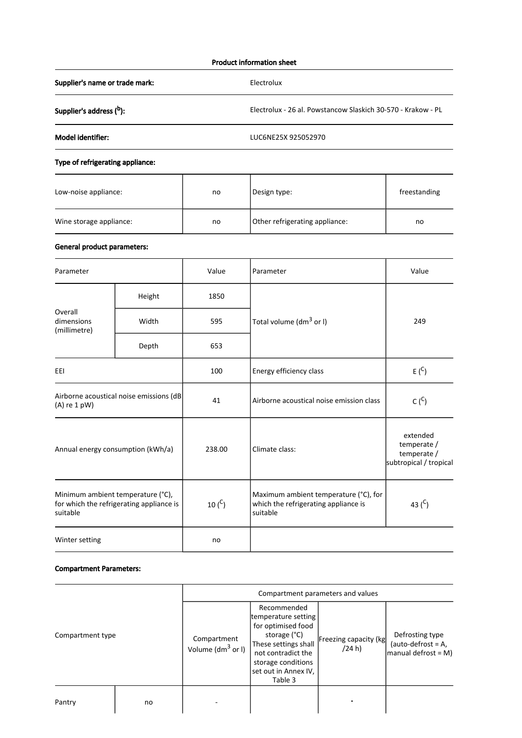**Product information sheet**

| | |
|---|---|
| **Supplier's name or trade mark:** | Electrolux |
| **Supplier's address (b):** | Electrolux - 26 al. Powstancow Slaskich 30-570 - Krakow - PL |
| **Model identifier:** | LUC6NE25X 925052970 |

**Type of refrigerating appliance:**

| | | | |
|---|---|---|---|
| Low-noise appliance: | no | Design type: | freestanding |
| Wine storage appliance: | no | Other refrigerating appliance: | no |

**General product parameters:**

| Parameter | | Value | Parameter | Value |
|---|---|---|---|---|
| Overall dimensions (millimetre) | Height | 1850 | Total volume ($dm^3$ or l) | 249 |
| | Width | 595 | | |
| | Depth | 653 | | |
| EEI | | 100 | Energy efficiency class | E (C) |
| Airborne acoustical noise emissions (dB (A) re 1 pW) | | 41 | Airborne acoustical noise emission class | C (C) |
| Annual energy consumption (kWh/a) | | 238.00 | Climate class: | extended temperate / temperate / subtropical / tropical |
| Minimum ambient temperature (°C), for which the refrigerating appliance is suitable | | 10 (C) | Maximum ambient temperature (°C), for which the refrigerating appliance is suitable | 43 (C) |
| Winter setting | | no | | |

**Compartment Parameters:**

| Compartment type | | Compartment parameters and values | | | |
|---|---|---|---|---|---|
| | | Compartment Volume ($dm^3$ or l) | Recommended temperature setting for optimised food storage (°C) These settings shall not contradict the storage conditions set out in Annex IV, Table 3 | Freezing capacity (kg /24 h) | Defrosting type (auto-defrost = A, manual defrost = M) |
| Pantry | no | - | | - | |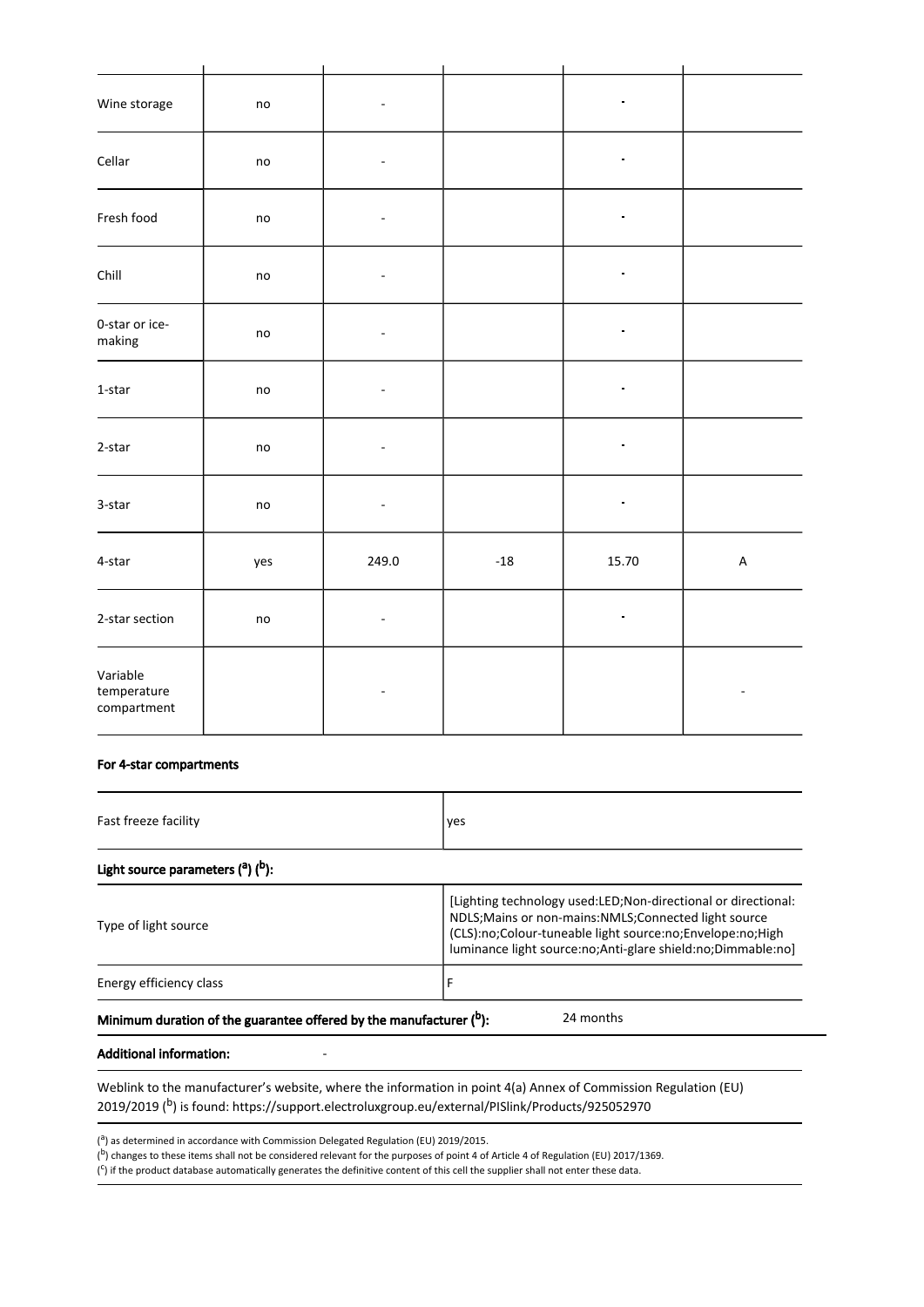| | | | | | |
|---|---|---|---|---|---|
| Wine storage | no | - | | - | |
| Cellar | no | - | | - | |
| Fresh food | no | - | | - | |
| Chill | no | - | | - | |
| 0-star or ice-making | no | - | | - | |
| 1-star | no | - | | - | |
| 2-star | no | - | | - | |
| 3-star | no | - | | - | |
| 4-star | yes | 249.0 | -18 | 15.70 | A |
| 2-star section | no | - | | - | |
| Variable temperature compartment | | - | | | - |

**For 4-star compartments**

| | |
|---|---|
| Fast freeze facility | yes |

**Light source parameters ([a]) ([b]):**

| | |
|---|---|
| Type of light source | [Lighting technology used:LED;Non-directional or directional: NDLS;Mains or non-mains:NMLS;Connected light source (CLS):no;Colour-tuneable light source:no;Envelope:no;High luminance light source:no;Anti-glare shield:no;Dimmable:no] |
| Energy efficiency class | F |

**Minimum duration of the guarantee offered by the manufacturer ([b]):** 24 months

**Additional information:** -

Weblink to the manufacturer's website, where the information in point 4(a) Annex of Commission Regulation (EU) 2019/2019 ([b]) is found: https://support.electroluxgroup.eu/external/PISlink/Products/925052970

([a]) as determined in accordance with Commission Delegated Regulation (EU) 2019/2015.
([b]) changes to these items shall not be considered relevant for the purposes of point 4 of Article 4 of Regulation (EU) 2017/1369.
([c]) if the product database automatically generates the definitive content of this cell the supplier shall not enter these data.